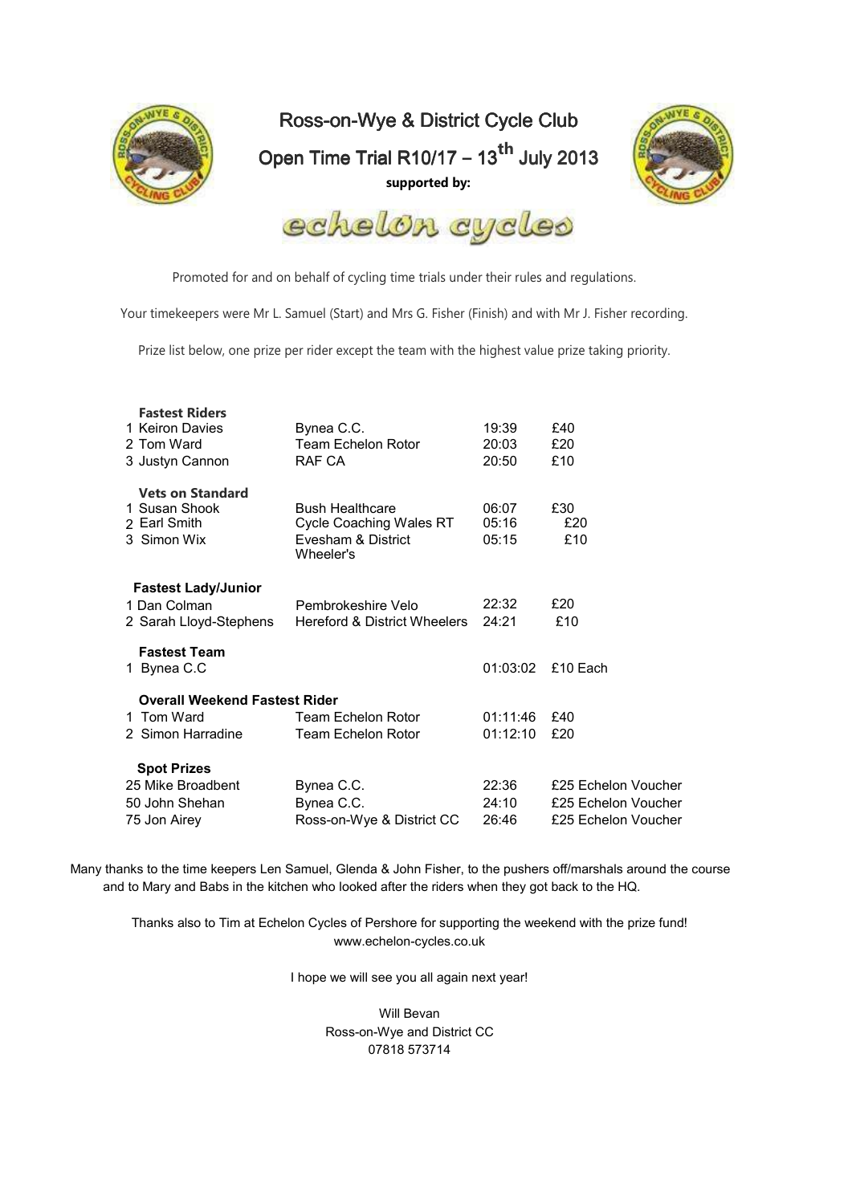# Ross-on-Wye & District Cycle Club

## Open Time Trial R10/17 – 13th July 2013

**supported by:**

echelon cycles

Promoted for and on behalf of cycling time trials under their rules and regulations.

Your timekeepers were Mr L. Samuel (Start) and Mrs G. Fisher (Finish) and with Mr J. Fisher recording.

Prize list below, one prize per rider except the team with the highest value prize taking priority.

| | | | |
|---|---|---|---|
| **Fastest Riders** | | | |
| 1 Keiron Davies | Bynea C.C. | 19:39 | £40 |
| 2 Tom Ward | Team Echelon Rotor | 20:03 | £20 |
| 3 Justyn Cannon | RAF CA | 20:50 | £10 |
| **Vets on Standard** | | | |
| 1 Susan Shook | Bush Healthcare | 06:07 | £30 |
| 2 Earl Smith | Cycle Coaching Wales RT | 05:16 | £20 |
| 3 Simon Wix | Evesham & District Wheeler's | 05:15 | £10 |
| **Fastest Lady/Junior** | | | |
| 1 Dan Colman | Pembrokeshire Velo | 22:32 | £20 |
| 2 Sarah Lloyd-Stephens | Hereford & District Wheelers | 24:21 | £10 |
| **Fastest Team** | | | |
| 1 Bynea C.C | | 01:03:02 | £10 Each |
| **Overall Weekend Fastest Rider** | | | |
| 1 Tom Ward | Team Echelon Rotor | 01:11:46 | £40 |
| 2 Simon Harradine | Team Echelon Rotor | 01:12:10 | £20 |
| **Spot Prizes** | | | |
| 25 Mike Broadbent | Bynea C.C. | 22:36 | £25 Echelon Voucher |
| 50 John Shehan | Bynea C.C. | 24:10 | £25 Echelon Voucher |
| 75 Jon Airey | Ross-on-Wye & District CC | 26:46 | £25 Echelon Voucher |

Many thanks to the time keepers Len Samuel, Glenda & John Fisher, to the pushers off/marshals around the course and to Mary and Babs in the kitchen who looked after the riders when they got back to the HQ.

Thanks also to Tim at Echelon Cycles of Pershore for supporting the weekend with the prize fund!
www.echelon-cycles.co.uk

I hope we will see you all again next year!

Will Bevan
Ross-on-Wye and District CC
07818 573714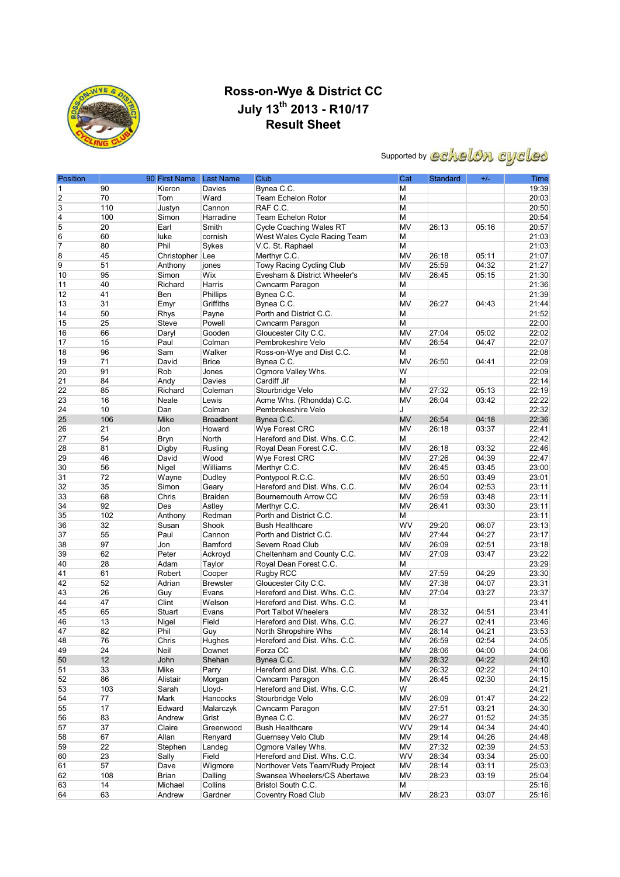# Ross-on-Wye & District CC

## July 13th 2013 - R10/17

## Result Sheet

Supported by echelon cycles

| Position | 90 | First Name | Last Name | Club | Cat | Standard | +/- | Time |
|---|---|---|---|---|---|---|---|---|
| 1 | 90 | Kieron | Davies | Bynea C.C. | M | | | 19:39 |
| 2 | 70 | Tom | Ward | Team Echelon Rotor | M | | | 20:03 |
| 3 | 110 | Justyn | Cannon | RAF C.C. | M | | | 20:50 |
| 4 | 100 | Simon | Harradine | Team Echelon Rotor | M | | | 20:54 |
| 5 | 20 | Earl | Smith | Cycle Coaching Wales RT | MV | 26:13 | 05:16 | 20:57 |
| 6 | 60 | luke | cornish | West Wales Cycle Racing Team | M | | | 21:03 |
| 7 | 80 | Phil | Sykes | V.C. St. Raphael | M | | | 21:03 |
| 8 | 45 | Christopher | Lee | Merthyr C.C. | MV | 26:18 | 05:11 | 21:07 |
| 9 | 51 | Anthony | jones | Towy Racing Cycling Club | MV | 25:59 | 04:32 | 21:27 |
| 10 | 95 | Simon | Wix | Evesham & District Wheeler's | MV | 26:45 | 05:15 | 21:30 |
| 11 | 40 | Richard | Harris | Cwncarn Paragon | M | | | 21:36 |
| 12 | 41 | Ben | Phillips | Bynea C.C. | M | | | 21:39 |
| 13 | 31 | Emyr | Griffiths | Bynea C.C. | MV | 26:27 | 04:43 | 21:44 |
| 14 | 50 | Rhys | Payne | Porth and District C.C. | M | | | 21:52 |
| 15 | 25 | Steve | Powell | Cwncarn Paragon | M | | | 22:00 |
| 16 | 66 | Daryl | Gooden | Gloucester City C.C. | MV | 27:04 | 05:02 | 22:02 |
| 17 | 15 | Paul | Colman | Pembrokeshire Velo | MV | 26:54 | 04:47 | 22:07 |
| 18 | 96 | Sam | Walker | Ross-on-Wye and Dist C.C. | M | | | 22:08 |
| 19 | 71 | David | Brice | Bynea C.C. | MV | 26:50 | 04:41 | 22:09 |
| 20 | 91 | Rob | Jones | Ogmore Valley Whs. | W | | | 22:09 |
| 21 | 84 | Andy | Davies | Cardiff Jif | M | | | 22:14 |
| 22 | 85 | Richard | Coleman | Stourbridge Velo | MV | 27:32 | 05:13 | 22:19 |
| 23 | 16 | Neale | Lewis | Acme Whs. (Rhondda) C.C. | MV | 26:04 | 03:42 | 22:22 |
| 24 | 10 | Dan | Colman | Pembrokeshire Velo | J | | | 22:32 |
| 25 | 106 | Mike | Broadbent | Bynea C.C. | MV | 26:54 | 04:18 | 22:36 |
| 26 | 21 | Jon | Howard | Wye Forest CRC | MV | 26:18 | 03:37 | 22:41 |
| 27 | 54 | Bryn | North | Hereford and Dist. Whs. C.C. | M | | | 22:42 |
| 28 | 81 | Digby | Rusling | Royal Dean Forest C.C. | MV | 26:18 | 03:32 | 22:46 |
| 29 | 46 | David | Wood | Wye Forest CRC | MV | 27:26 | 04:39 | 22:47 |
| 30 | 56 | Nigel | Williams | Merthyr C.C. | MV | 26:45 | 03:45 | 23:00 |
| 31 | 72 | Wayne | Dudley | Pontypool R.C.C. | MV | 26:50 | 03:49 | 23:01 |
| 32 | 35 | Simon | Geary | Hereford and Dist. Whs. C.C. | MV | 26:04 | 02:53 | 23:11 |
| 33 | 68 | Chris | Braiden | Bournemouth Arrow CC | MV | 26:59 | 03:48 | 23:11 |
| 34 | 92 | Des | Astley | Merthyr C.C. | MV | 26:41 | 03:30 | 23:11 |
| 35 | 102 | Anthony | Redman | Porth and District C.C. | M | | | 23:11 |
| 36 | 32 | Susan | Shook | Bush Healthcare | WV | 29:20 | 06:07 | 23:13 |
| 37 | 55 | Paul | Cannon | Porth and District C.C. | MV | 27:44 | 04:27 | 23:17 |
| 38 | 97 | Jon | Bamford | Severn Road Club | MV | 26:09 | 02:51 | 23:18 |
| 39 | 62 | Peter | Ackroyd | Cheltenham and County C.C. | MV | 27:09 | 03:47 | 23:22 |
| 40 | 28 | Adam | Taylor | Royal Dean Forest C.C. | M | | | 23:29 |
| 41 | 61 | Robert | Cooper | Rugby RCC | MV | 27:59 | 04:29 | 23:30 |
| 42 | 52 | Adrian | Brewster | Gloucester City C.C. | MV | 27:38 | 04:07 | 23:31 |
| 43 | 26 | Guy | Evans | Hereford and Dist. Whs. C.C. | MV | 27:04 | 03:27 | 23:37 |
| 44 | 47 | Clint | Welson | Hereford and Dist. Whs. C.C. | M | | | 23:41 |
| 45 | 65 | Stuart | Evans | Port Talbot Wheelers | MV | 28:32 | 04:51 | 23:41 |
| 46 | 13 | Nigel | Field | Hereford and Dist. Whs. C.C. | MV | 26:27 | 02:41 | 23:46 |
| 47 | 82 | Phil | Guy | North Shropshire Whs | MV | 28:14 | 04:21 | 23:53 |
| 48 | 76 | Chris | Hughes | Hereford and Dist. Whs. C.C. | MV | 26:59 | 02:54 | 24:05 |
| 49 | 24 | Neil | Downet | Forza CC | MV | 28:06 | 04:00 | 24:06 |
| 50 | 12 | John | Shehan | Bynea C.C. | MV | 28:32 | 04:22 | 24:10 |
| 51 | 33 | Mike | Parry | Hereford and Dist. Whs. C.C. | MV | 26:32 | 02:22 | 24:10 |
| 52 | 86 | Alistair | Morgan | Cwncarn Paragon | MV | 26:45 | 02:30 | 24:15 |
| 53 | 103 | Sarah | Lloyd- | Hereford and Dist. Whs. C.C. | W | | | 24:21 |
| 54 | 77 | Mark | Hancocks | Stourbridge Velo | MV | 26:09 | 01:47 | 24:22 |
| 55 | 17 | Edward | Malarczyk | Cwncarn Paragon | MV | 27:51 | 03:21 | 24:30 |
| 56 | 83 | Andrew | Grist | Bynea C.C. | MV | 26:27 | 01:52 | 24:35 |
| 57 | 37 | Claire | Greenwood | Bush Healthcare | WV | 29:14 | 04:34 | 24:40 |
| 58 | 67 | Allan | Renyard | Guernsey Velo Club | MV | 29:14 | 04:26 | 24:48 |
| 59 | 22 | Stephen | Landeg | Ogmore Valley Whs. | MV | 27:32 | 02:39 | 24:53 |
| 60 | 23 | Sally | Field | Hereford and Dist. Whs. C.C. | WV | 28:34 | 03:34 | 25:00 |
| 61 | 57 | Dave | Wigmore | Northover Vets Team/Rudy Project | MV | 28:14 | 03:11 | 25:03 |
| 62 | 108 | Brian | Dalling | Swansea Wheelers/CS Abertawe | MV | 28:23 | 03:19 | 25:04 |
| 63 | 14 | Michael | Collins | Bristol South C.C. | M | | | 25:16 |
| 64 | 63 | Andrew | Gardner | Coventry Road Club | MV | 28:23 | 03:07 | 25:16 |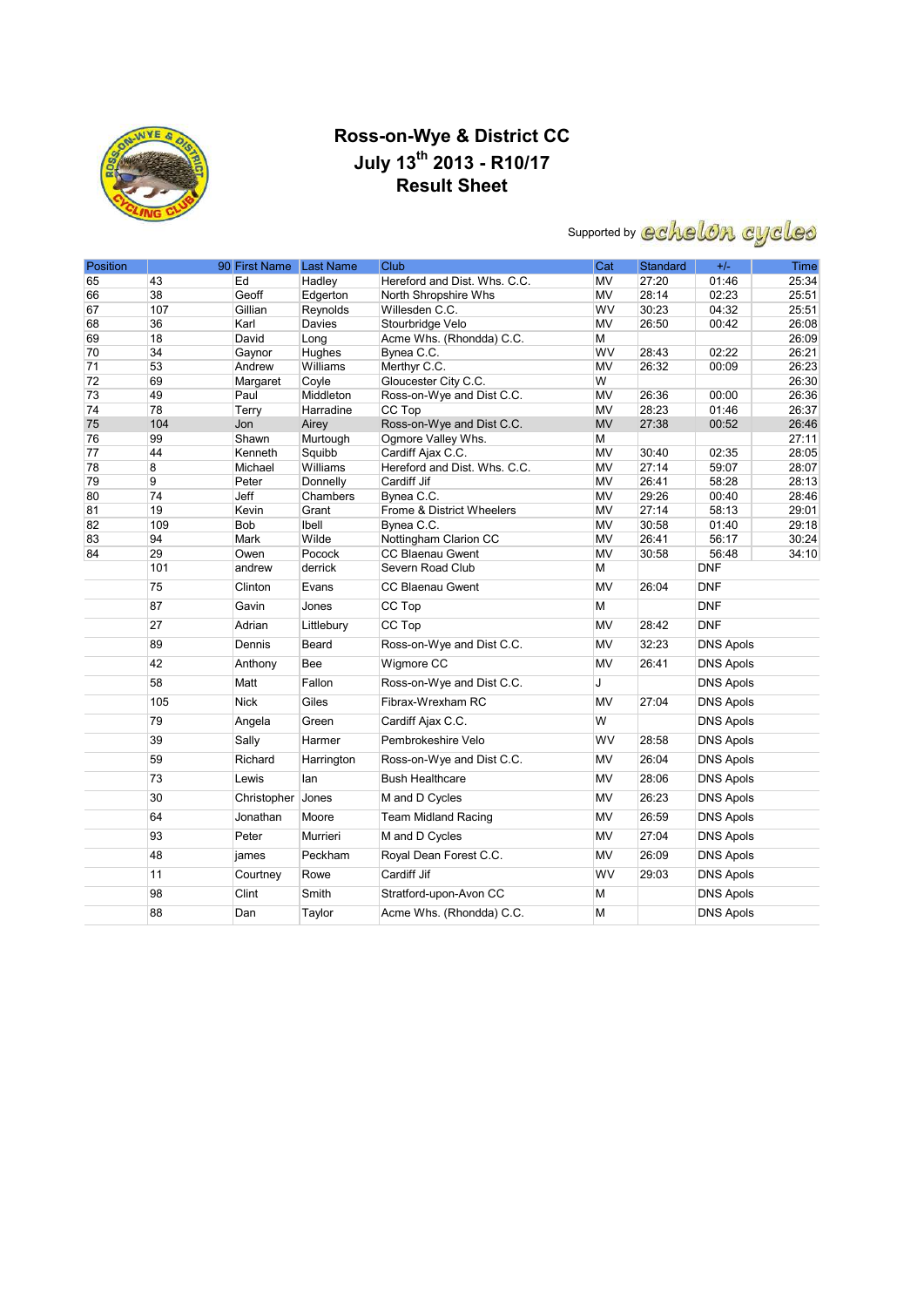# Ross-on-Wye & District CC

## July 13th 2013 - R10/17

## Result Sheet

Supported by echelon cycles

| Position | 90 | First Name | Last Name | Club | Cat | Standard | +/- | Time |
|---|---|---|---|---|---|---|---|---|
| 65 | 43 | Ed | Hadley | Hereford and Dist. Whs. C.C. | MV | 27:20 | 01:46 | 25:34 |
| 66 | 38 | Geoff | Edgerton | North Shropshire Whs | MV | 28:14 | 02:23 | 25:51 |
| 67 | 107 | Gillian | Reynolds | Willesden C.C. | WV | 30:23 | 04:32 | 25:51 |
| 68 | 36 | Karl | Davies | Stourbridge Velo | MV | 26:50 | 00:42 | 26:08 |
| 69 | 18 | David | Long | Acme Whs. (Rhondda) C.C. | M | | | 26:09 |
| 70 | 34 | Gaynor | Hughes | Bynea C.C. | WV | 28:43 | 02:22 | 26:21 |
| 71 | 53 | Andrew | Williams | Merthyr C.C. | MV | 26:32 | 00:09 | 26:23 |
| 72 | 69 | Margaret | Coyle | Gloucester City C.C. | W | | | 26:30 |
| 73 | 49 | Paul | Middleton | Ross-on-Wye and Dist C.C. | MV | 26:36 | 00:00 | 26:36 |
| 74 | 78 | Terry | Harradine | CC Top | MV | 28:23 | 01:46 | 26:37 |
| 75 | 104 | Jon | Airey | Ross-on-Wye and Dist C.C. | MV | 27:38 | 00:52 | 26:46 |
| 76 | 99 | Shawn | Murtough | Ogmore Valley Whs. | M | | | 27:11 |
| 77 | 44 | Kenneth | Squibb | Cardiff Ajax C.C. | MV | 30:40 | 02:35 | 28:05 |
| 78 | 8 | Michael | Williams | Hereford and Dist. Whs. C.C. | MV | 27:14 | 59:07 | 28:07 |
| 79 | 9 | Peter | Donnelly | Cardiff Jif | MV | 26:41 | 58:28 | 28:13 |
| 80 | 74 | Jeff | Chambers | Bynea C.C. | MV | 29:26 | 00:40 | 28:46 |
| 81 | 19 | Kevin | Grant | Frome & District Wheelers | MV | 27:14 | 58:13 | 29:01 |
| 82 | 109 | Bob | Ibell | Bynea C.C. | MV | 30:58 | 01:40 | 29:18 |
| 83 | 94 | Mark | Wilde | Nottingham Clarion CC | MV | 26:41 | 56:17 | 30:24 |
| 84 | 29 | Owen | Pocock | CC Blaenau Gwent | MV | 30:58 | 56:48 | 34:10 |
| | 101 | andrew | derrick | Severn Road Club | M | | DNF | |
| | 75 | Clinton | Evans | CC Blaenau Gwent | MV | 26:04 | DNF | |
| | 87 | Gavin | Jones | CC Top | M | | DNF | |
| | 27 | Adrian | Littlebury | CC Top | MV | 28:42 | DNF | |
| | 89 | Dennis | Beard | Ross-on-Wye and Dist C.C. | MV | 32:23 | DNS Apols | |
| | 42 | Anthony | Bee | Wigmore CC | MV | 26:41 | DNS Apols | |
| | 58 | Matt | Fallon | Ross-on-Wye and Dist C.C. | J | | DNS Apols | |
| | 105 | Nick | Giles | Fibrax-Wrexham RC | MV | 27:04 | DNS Apols | |
| | 79 | Angela | Green | Cardiff Ajax C.C. | W | | DNS Apols | |
| | 39 | Sally | Harmer | Pembrokeshire Velo | WV | 28:58 | DNS Apols | |
| | 59 | Richard | Harrington | Ross-on-Wye and Dist C.C. | MV | 26:04 | DNS Apols | |
| | 73 | Lewis | Ian | Bush Healthcare | MV | 28:06 | DNS Apols | |
| | 30 | Christopher | Jones | M and D Cycles | MV | 26:23 | DNS Apols | |
| | 64 | Jonathan | Moore | Team Midland Racing | MV | 26:59 | DNS Apols | |
| | 93 | Peter | Murrieri | M and D Cycles | MV | 27:04 | DNS Apols | |
| | 48 | james | Peckham | Royal Dean Forest C.C. | MV | 26:09 | DNS Apols | |
| | 11 | Courtney | Rowe | Cardiff Jif | WV | 29:03 | DNS Apols | |
| | 98 | Clint | Smith | Stratford-upon-Avon CC | M | | DNS Apols | |
| | 88 | Dan | Taylor | Acme Whs. (Rhondda) C.C. | M | | DNS Apols | |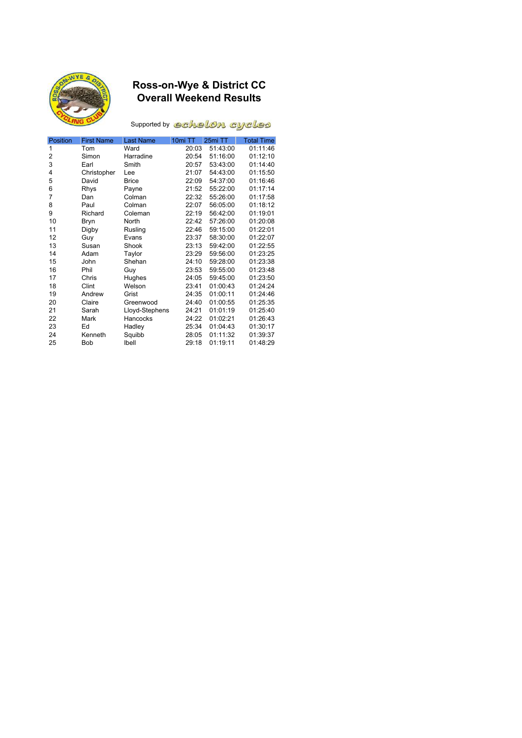# Ross-on-Wye & District CC
# Overall Weekend Results

Supported by echelon cycles

| Position | First Name | Last Name | 10mi TT | 25mi TT | Total Time |
|---|---|---|---|---|---|
| 1 | Tom | Ward | 20:03 | 51:43:00 | 01:11:46 |
| 2 | Simon | Harradine | 20:54 | 51:16:00 | 01:12:10 |
| 3 | Earl | Smith | 20:57 | 53:43:00 | 01:14:40 |
| 4 | Christopher | Lee | 21:07 | 54:43:00 | 01:15:50 |
| 5 | David | Brice | 22:09 | 54:37:00 | 01:16:46 |
| 6 | Rhys | Payne | 21:52 | 55:22:00 | 01:17:14 |
| 7 | Dan | Colman | 22:32 | 55:26:00 | 01:17:58 |
| 8 | Paul | Colman | 22:07 | 56:05:00 | 01:18:12 |
| 9 | Richard | Coleman | 22:19 | 56:42:00 | 01:19:01 |
| 10 | Bryn | North | 22:42 | 57:26:00 | 01:20:08 |
| 11 | Digby | Rusling | 22:46 | 59:15:00 | 01:22:01 |
| 12 | Guy | Evans | 23:37 | 58:30:00 | 01:22:07 |
| 13 | Susan | Shook | 23:13 | 59:42:00 | 01:22:55 |
| 14 | Adam | Taylor | 23:29 | 59:56:00 | 01:23:25 |
| 15 | John | Shehan | 24:10 | 59:28:00 | 01:23:38 |
| 16 | Phil | Guy | 23:53 | 59:55:00 | 01:23:48 |
| 17 | Chris | Hughes | 24:05 | 59:45:00 | 01:23:50 |
| 18 | Clint | Welson | 23:41 | 01:00:43 | 01:24:24 |
| 19 | Andrew | Grist | 24:35 | 01:00:11 | 01:24:46 |
| 20 | Claire | Greenwood | 24:40 | 01:00:55 | 01:25:35 |
| 21 | Sarah | Lloyd-Stephens | 24:21 | 01:01:19 | 01:25:40 |
| 22 | Mark | Hancocks | 24:22 | 01:02:21 | 01:26:43 |
| 23 | Ed | Hadley | 25:34 | 01:04:43 | 01:30:17 |
| 24 | Kenneth | Squibb | 28:05 | 01:11:32 | 01:39:37 |
| 25 | Bob | Ibell | 29:18 | 01:19:11 | 01:48:29 |